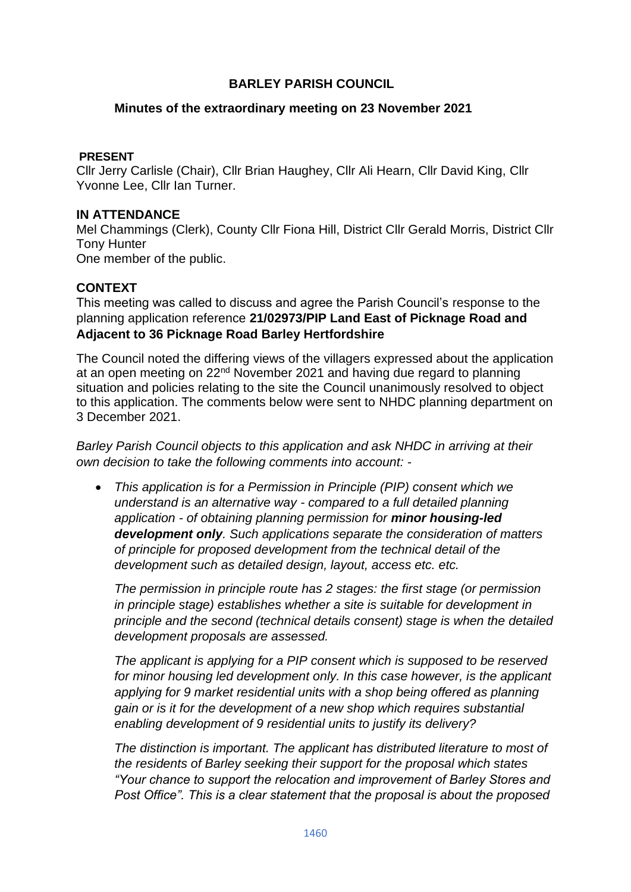# BARLEY PARISH COUNCIL

## Minutes of the extraordinary meeting on 23 November 2021

**PRESENT**
Cllr Jerry Carlisle (Chair), Cllr Brian Haughey, Cllr Ali Hearn, Cllr David King, Cllr Yvonne Lee, Cllr Ian Turner.

**IN ATTENDANCE**
Mel Chammings (Clerk), County Cllr Fiona Hill, District Cllr Gerald Morris, District Cllr Tony Hunter
One member of the public.

**CONTEXT**
This meeting was called to discuss and agree the Parish Council's response to the planning application reference **21/02973/PIP Land East of Picknage Road and Adjacent to 36 Picknage Road Barley Hertfordshire**

The Council noted the differing views of the villagers expressed about the application at an open meeting on 22nd November 2021 and having due regard to planning situation and policies relating to the site the Council unanimously resolved to object to this application. The comments below were sent to NHDC planning department on 3 December 2021.

*Barley Parish Council objects to this application and ask NHDC in arriving at their own decision to take the following comments into account: -*

- *This application is for a Permission in Principle (PIP) consent which we understand is an alternative way - compared to a full detailed planning application - of obtaining planning permission for **minor housing-led development only**. Such applications separate the consideration of matters of principle for proposed development from the technical detail of the development such as detailed design, layout, access etc. etc.*

  *The permission in principle route has 2 stages: the first stage (or permission in principle stage) establishes whether a site is suitable for development in principle and the second (technical details consent) stage is when the detailed development proposals are assessed.*

  *The applicant is applying for a PIP consent which is supposed to be reserved for minor housing led development only. In this case however, is the applicant applying for 9 market residential units with a shop being offered as planning gain or is it for the development of a new shop which requires substantial enabling development of 9 residential units to justify its delivery?*

  *The distinction is important. The applicant has distributed literature to most of the residents of Barley seeking their support for the proposal which states "Your chance to support the relocation and improvement of Barley Stores and Post Office". This is a clear statement that the proposal is about the proposed*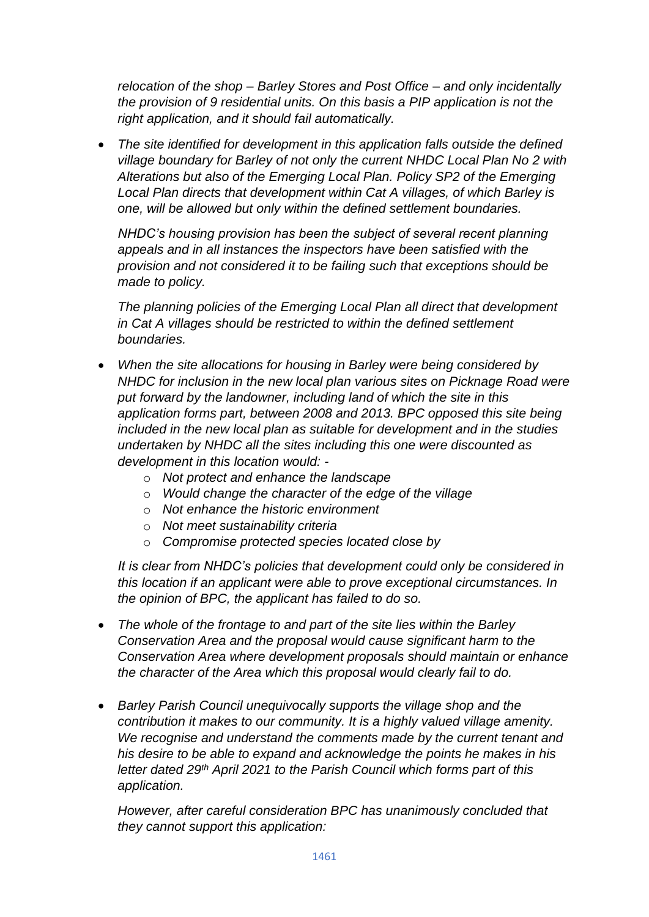*relocation of the shop – Barley Stores and Post Office – and only incidentally the provision of 9 residential units. On this basis a PIP application is not the right application, and it should fail automatically.*

- *The site identified for development in this application falls outside the defined village boundary for Barley of not only the current NHDC Local Plan No 2 with Alterations but also of the Emerging Local Plan. Policy SP2 of the Emerging Local Plan directs that development within Cat A villages, of which Barley is one, will be allowed but only within the defined settlement boundaries.*

  *NHDC's housing provision has been the subject of several recent planning appeals and in all instances the inspectors have been satisfied with the provision and not considered it to be failing such that exceptions should be made to policy.*

  *The planning policies of the Emerging Local Plan all direct that development in Cat A villages should be restricted to within the defined settlement boundaries.*

- *When the site allocations for housing in Barley were being considered by NHDC for inclusion in the new local plan various sites on Picknage Road were put forward by the landowner, including land of which the site in this application forms part, between 2008 and 2013. BPC opposed this site being included in the new local plan as suitable for development and in the studies undertaken by NHDC all the sites including this one were discounted as development in this location would: -*
  - *Not protect and enhance the landscape*
  - *Would change the character of the edge of the village*
  - *Not enhance the historic environment*
  - *Not meet sustainability criteria*
  - *Compromise protected species located close by*

  *It is clear from NHDC's policies that development could only be considered in this location if an applicant were able to prove exceptional circumstances. In the opinion of BPC, the applicant has failed to do so.*

- *The whole of the frontage to and part of the site lies within the Barley Conservation Area and the proposal would cause significant harm to the Conservation Area where development proposals should maintain or enhance the character of the Area which this proposal would clearly fail to do.*

- *Barley Parish Council unequivocally supports the village shop and the contribution it makes to our community. It is a highly valued village amenity. We recognise and understand the comments made by the current tenant and his desire to be able to expand and acknowledge the points he makes in his letter dated 29th April 2021 to the Parish Council which forms part of this application.*

  *However, after careful consideration BPC has unanimously concluded that they cannot support this application:*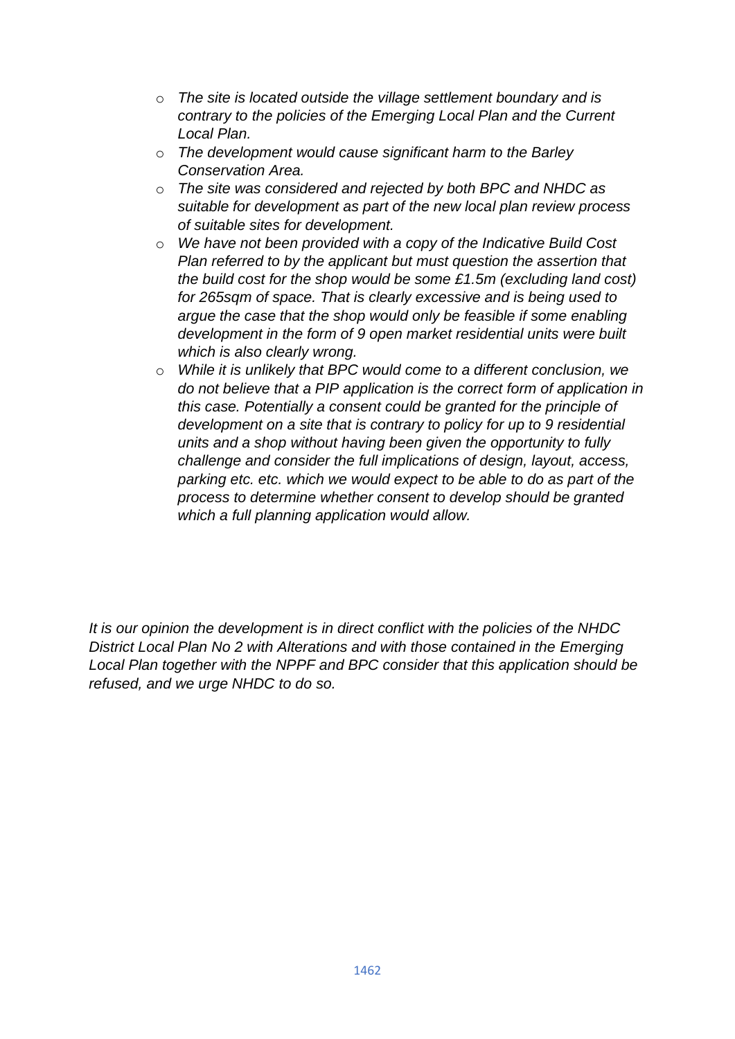- *The site is located outside the village settlement boundary and is contrary to the policies of the Emerging Local Plan and the Current Local Plan.*
- *The development would cause significant harm to the Barley Conservation Area.*
- *The site was considered and rejected by both BPC and NHDC as suitable for development as part of the new local plan review process of suitable sites for development.*
- *We have not been provided with a copy of the Indicative Build Cost Plan referred to by the applicant but must question the assertion that the build cost for the shop would be some £1.5m (excluding land cost) for 265sqm of space. That is clearly excessive and is being used to argue the case that the shop would only be feasible if some enabling development in the form of 9 open market residential units were built which is also clearly wrong.*
- *While it is unlikely that BPC would come to a different conclusion, we do not believe that a PIP application is the correct form of application in this case. Potentially a consent could be granted for the principle of development on a site that is contrary to policy for up to 9 residential units and a shop without having been given the opportunity to fully challenge and consider the full implications of design, layout, access, parking etc. etc. which we would expect to be able to do as part of the process to determine whether consent to develop should be granted which a full planning application would allow.*

*It is our opinion the development is in direct conflict with the policies of the NHDC District Local Plan No 2 with Alterations and with those contained in the Emerging Local Plan together with the NPPF and BPC consider that this application should be refused, and we urge NHDC to do so.*